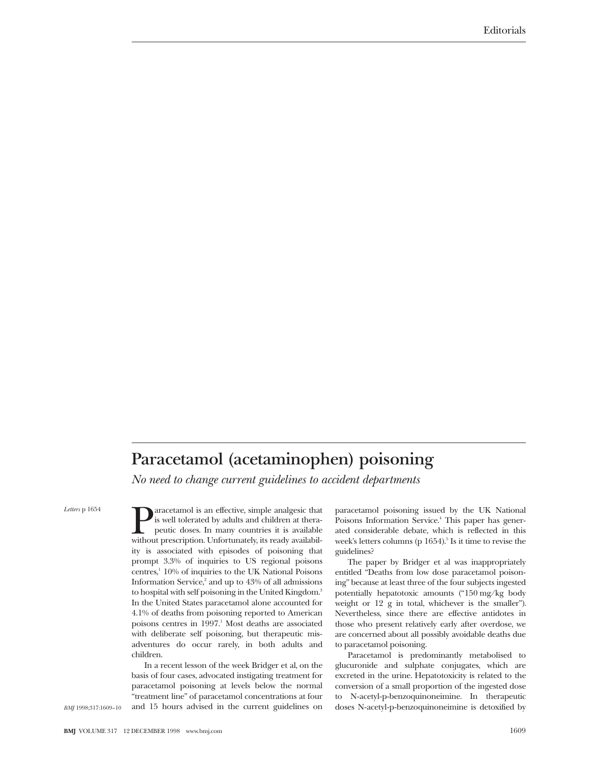# Paracetamol (acetaminophen) poisoning

*No need to change current guidelines to accident departments*

*Letters* p 1654

Paracetamol is an effective, simple analgesic that is well tolerated by adults and children at therapeutic doses. In many countries it is available without prescription. Unfortunately, its ready availability is associated with episodes of poisoning that prompt 3.3% of inquiries to US regional poisons centres,[1] 10% of inquiries to the UK National Poisons Information Service,[2] and up to 43% of all admissions to hospital with self poisoning in the United Kingdom.[3] In the United States paracetamol alone accounted for 4.1% of deaths from poisoning reported to American poisons centres in 1997.[1] Most deaths are associated with deliberate self poisoning, but therapeutic misadventures do occur rarely, in both adults and children.

In a recent lesson of the week Bridger et al, on the basis of four cases, advocated instigating treatment for paracetamol poisoning at levels below the normal "treatment line" of paracetamol concentrations at four and 15 hours advised in the current guidelines on paracetamol poisoning issued by the UK National Poisons Information Service.[4] This paper has generated considerable debate, which is reflected in this week's letters columns (p 1654).[5] Is it time to revise the guidelines?

The paper by Bridger et al was inappropriately entitled "Deaths from low dose paracetamol poisoning" because at least three of the four subjects ingested potentially hepatotoxic amounts ("150 mg/kg body weight or 12 g in total, whichever is the smaller"). Nevertheless, since there are effective antidotes in those who present relatively early after overdose, we are concerned about all possibly avoidable deaths due to paracetamol poisoning.

Paracetamol is predominantly metabolised to glucuronide and sulphate conjugates, which are excreted in the urine. Hepatotoxicity is related to the conversion of a small proportion of the ingested dose to N-acetyl-p-benzoquinoneimine. In therapeutic doses N-acetyl-p-benzoquinoneimine is detoxified by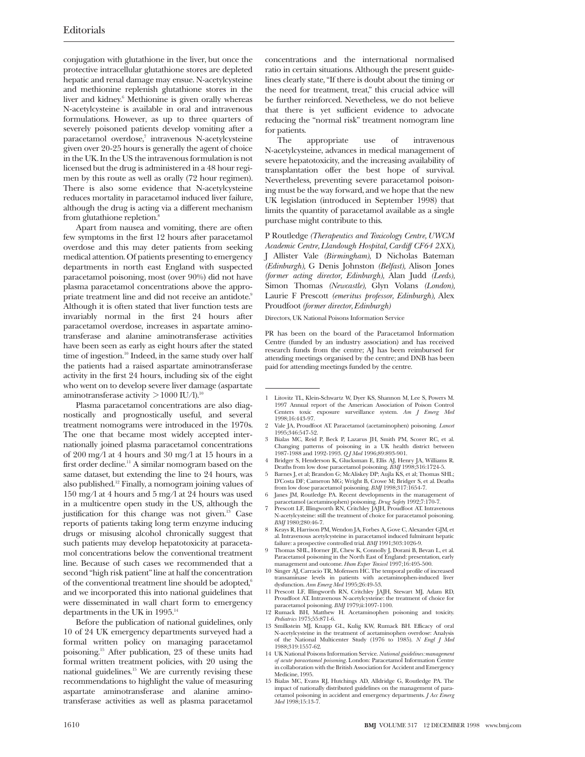conjugation with glutathione in the liver, but once the protective intracellular glutathione stores are depleted hepatic and renal damage may ensue. N-acetylcysteine and methionine replenish glutathione stores in the liver and kidney.[6] Methionine is given orally whereas N-acetylcysteine is available in oral and intravenous formulations. However, as up to three quarters of severely poisoned patients develop vomiting after a paracetamol overdose,[7] intravenous N-acetylcysteine given over 20-25 hours is generally the agent of choice in the UK. In the US the intravenous formulation is not licensed but the drug is administered in a 48 hour regimen by this route as well as orally (72 hour regimen). There is also some evidence that N-acetylcysteine reduces mortality in paracetamol induced liver failure, although the drug is acting via a different mechanism from glutathione repletion.[8]

Apart from nausea and vomiting, there are often few symptoms in the first 12 hours after paracetamol overdose and this may deter patients from seeking medical attention. Of patients presenting to emergency departments in north east England with suspected paracetamol poisoning, most (over 90%) did not have plasma paracetamol concentrations above the appropriate treatment line and did not receive an antidote.[9] Although it is often stated that liver function tests are invariably normal in the first 24 hours after paracetamol overdose, increases in aspartate aminotransferase and alanine aminotransferase activities have been seen as early as eight hours after the stated time of ingestion.[10] Indeed, in the same study over half the patients had a raised aspartate aminotransferase activity in the first 24 hours, including six of the eight who went on to develop severe liver damage (aspartate aminotransferase activity $>1000$ IU/l).[10]

Plasma paracetamol concentrations are also diagnostically and prognostically useful, and several treatment nomograms were introduced in the 1970s. The one that became most widely accepted internationally joined plasma paracetamol concentrations of 200 mg/l at 4 hours and 30 mg/l at 15 hours in a first order decline.[11] A similar nomogram based on the same dataset, but extending the line to 24 hours, was also published.[12] Finally, a nomogram joining values of 150 mg/l at 4 hours and 5 mg/l at 24 hours was used in a multicentre open study in the US, although the justification for this change was not given.[13] Case reports of patients taking long term enzyme inducing drugs or misusing alcohol chronically suggest that such patients may develop hepatotoxicity at paracetamol concentrations below the conventional treatment line. Because of such cases we recommended that a second "high risk patient" line at half the concentration of the conventional treatment line should be adopted,[6] and we incorporated this into national guidelines that were disseminated in wall chart form to emergency departments in the UK in 1995.[14]

Before the publication of national guidelines, only 10 of 24 UK emergency departments surveyed had a formal written policy on managing paracetamol poisoning.[15] After publication, 23 of these units had formal written treatment policies, with 20 using the national guidelines.[15] We are currently revising these recommendations to highlight the value of measuring aspartate aminotransferase and alanine aminotransferase activities as well as plasma paracetamol concentrations and the international normalised ratio in certain situations. Although the present guidelines clearly state, "If there is doubt about the timing or the need for treatment, treat," this crucial advice will be further reinforced. Nevetheless, we do not believe that there is yet sufficient evidence to advocate reducing the "normal risk" treatment nomogram line for patients.

The appropriate use of intravenous N-acetylcysteine, advances in medical management of severe hepatotoxicity, and the increasing availability of transplantation offer the best hope of survival. Nevertheless, preventing severe paracetamol poisoning must be the way forward, and we hope that the new UK legislation (introduced in September 1998) that limits the quantity of paracetamol available as a single purchase might contribute to this.

P Routledge *(Therapeutics and Toxicology Centre, UWCM Academic Centre, Llandough Hospital, Cardiff CF64 2XX),* J Allister Vale *(Birmingham),* D Nicholas Bateman *(Edinburgh),* G Denis Johnston *(Belfast),* Alison Jones *(former acting director, Edinburgh),* Alan Judd *(Leeds),* Simon Thomas *(Newcastle),* Glyn Volans *(London),* Laurie F Prescott *(emeritus professor, Edinburgh),* Alex Proudfoot *(former director, Edinburgh)*

Directors, UK National Poisons Information Service

PR has been on the board of the Paracetamol Information Centre (funded by an industry association) and has received research funds from the centre; AJ has been reimbursed for attending meetings organised by the centre; and DNB has been paid for attending meetings funded by the centre.

1. Litovitz TL, Klein-Schwartz W, Dyer KS, Shannon M, Lee S, Powers M. 1997 Annual report of the American Association of Poison Control Centers toxic exposure surveillance system. *Am J Emerg Med* 1998;16:443-97.
2. Vale JA, Proudfoot AT. Paracetamol (acetaminophen) poisoning. *Lancet* 1995;346:547-52.
3. Bialas MC, Reid P, Beck P, Lazarus JH, Smith PM, Scorer RC, et al. Changing patterns of poisoning in a UK health district between 1987-1988 and 1992-1993. *Q J Med* 1996;89:893-901.
4. Bridger S, Henderson K, Glucksman E, Ellis AJ, Henry JA, Williams R. Deaths from low dose paracetamol poisoning. *BMJ* 1998;316:1724-5.
5. Barnes J, et al; Brandon G; McAliskey DP; Aujla KS, et al; Thomas SHL; D'Costa DF; Cameron MG; Wright B, Crowe M; Bridger S, et al. Deaths from low dose paracetamol poisoning. *BMJ* 1998;317:1654-7.
6. Janes JM, Routledge PA. Recent developments in the management of paracetamol (acetaminophen) poisoning. *Drug Safety* 1992;7:170-7.
7. Prescott LF, Illingworth RN, Critchley JAJH, Proudfoot AT. Intravenous N-acetylcysteine: still the treatment of choice for paracetamol poisoning. *BMJ* 1980;280:46-7.
8. Keays R, Harrison PM, Wendon JA, Forbes A, Gove C, Alexander GJM, et al. Intravenous acetylcysteine in paracetamol induced fulminant hepatic failure: a prospective controlled trial. *BMJ* 1991;303:1026-9.
9. Thomas SHL, Horner JE, Chew K, Connolly J, Dorani B, Bevan L, et al. Paracetamol poisoning in the North East of England: presentation, early management and outcome. *Hum Exper Toxicol* 1997;16:495-500.
10. Singer AJ, Carracio TR, Mofensen HC. The temporal profile of increased transaminase levels in patients with acetaminophen-induced liver dysfunction. *Ann Emerg Med* 1995;26:49-53.
11. Prescott LF, Illingworth RN, Critchley JAJH, Stewart MJ, Adam RD, Proudfoot AT. Intravenous N-acetylcysteine: the treatment of choice for paracetamol poisoning. *BMJ* 1979;ii:1097-1100.
12. Rumack BH, Matthew H. Acetaminophen poisoning and toxicity. *Pediatrics* 1975;55:871-6.
13. Smilkstein MJ, Knapp GL, Kulig KW, Rumack BH. Efficacy of oral N-acetylcysteine in the treatment of acetaminophen overdose: Analysis of the National Multicenter Study (1976 to 1985). *N Engl J Med* 1988;319:1557-62.
14. UK National Poisons Information Service. *National guidelines: management of acute paracetamol poisoning*. London: Paracetamol Information Centre in collaboration with the British Association for Accident and Emergency Medicine, 1995.
15. Bialas MC, Evans RJ, Hutchings AD, Alldridge G, Routledge PA. The impact of nationally distributed guidelines on the management of paracetamol poisoning in accident and emergency departments. *J Acc Emerg Med* 1998;15:13-7.